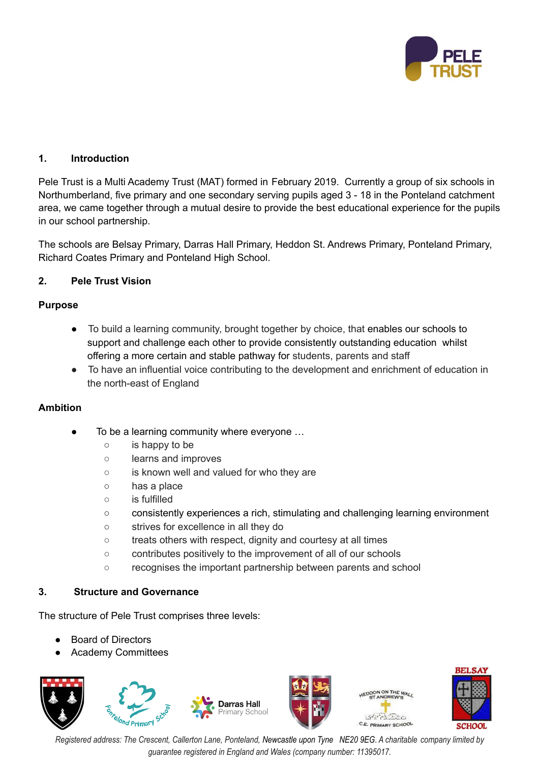## 1. Introduction

Pele Trust is a Multi Academy Trust (MAT) formed in February 2019. Currently a group of six schools in Northumberland, five primary and one secondary serving pupils aged 3 - 18 in the Ponteland catchment area, we came together through a mutual desire to provide the best educational experience for the pupils in our school partnership.

The schools are Belsay Primary, Darras Hall Primary, Heddon St. Andrews Primary, Ponteland Primary, Richard Coates Primary and Ponteland High School.

## 2. Pele Trust Vision

### Purpose

- To build a learning community, brought together by choice, that enables our schools to support and challenge each other to provide consistently outstanding education whilst offering a more certain and stable pathway for students, parents and staff
- To have an influential voice contributing to the development and enrichment of education in the north-east of England

### Ambition

- To be a learning community where everyone …
  - is happy to be
  - learns and improves
  - is known well and valued for who they are
  - has a place
  - is fulfilled
  - consistently experiences a rich, stimulating and challenging learning environment
  - strives for excellence in all they do
  - treats others with respect, dignity and courtesy at all times
  - contributes positively to the improvement of all of our schools
  - recognises the important partnership between parents and school

## 3. Structure and Governance

The structure of Pele Trust comprises three levels:

- Board of Directors
- Academy Committees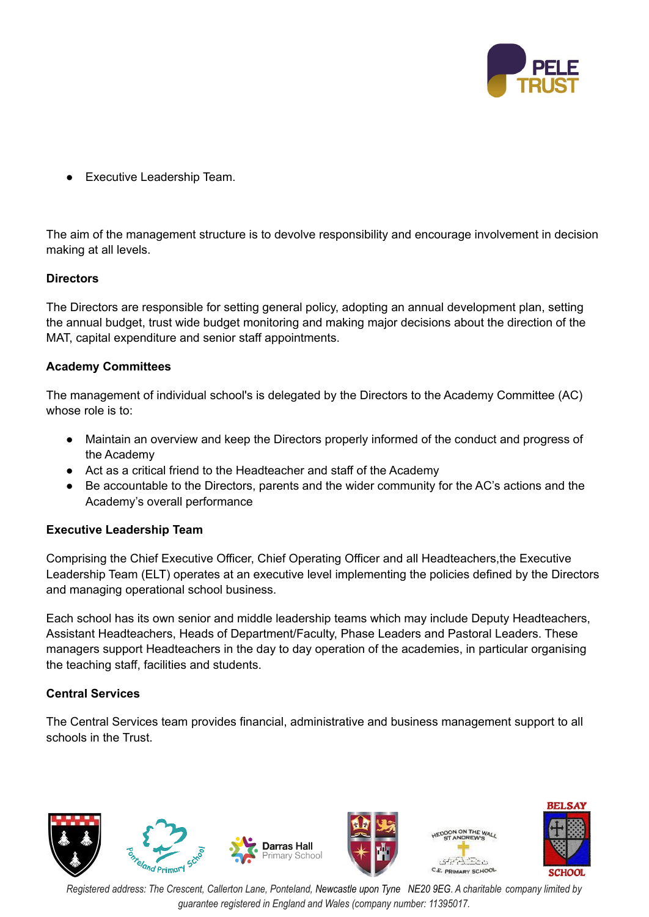- Executive Leadership Team.

The aim of the management structure is to devolve responsibility and encourage involvement in decision making at all levels.

**Directors**

The Directors are responsible for setting general policy, adopting an annual development plan, setting the annual budget, trust wide budget monitoring and making major decisions about the direction of the MAT, capital expenditure and senior staff appointments.

**Academy Committees**

The management of individual school's is delegated by the Directors to the Academy Committee (AC) whose role is to:

- Maintain an overview and keep the Directors properly informed of the conduct and progress of the Academy
- Act as a critical friend to the Headteacher and staff of the Academy
- Be accountable to the Directors, parents and the wider community for the AC's actions and the Academy's overall performance

**Executive Leadership Team**

Comprising the Chief Executive Officer, Chief Operating Officer and all Headteachers,the Executive Leadership Team (ELT) operates at an executive level implementing the policies defined by the Directors and managing operational school business.

Each school has its own senior and middle leadership teams which may include Deputy Headteachers, Assistant Headteachers, Heads of Department/Faculty, Phase Leaders and Pastoral Leaders. These managers support Headteachers in the day to day operation of the academies, in particular organising the teaching staff, facilities and students.

**Central Services**

The Central Services team provides financial, administrative and business management support to all schools in the Trust.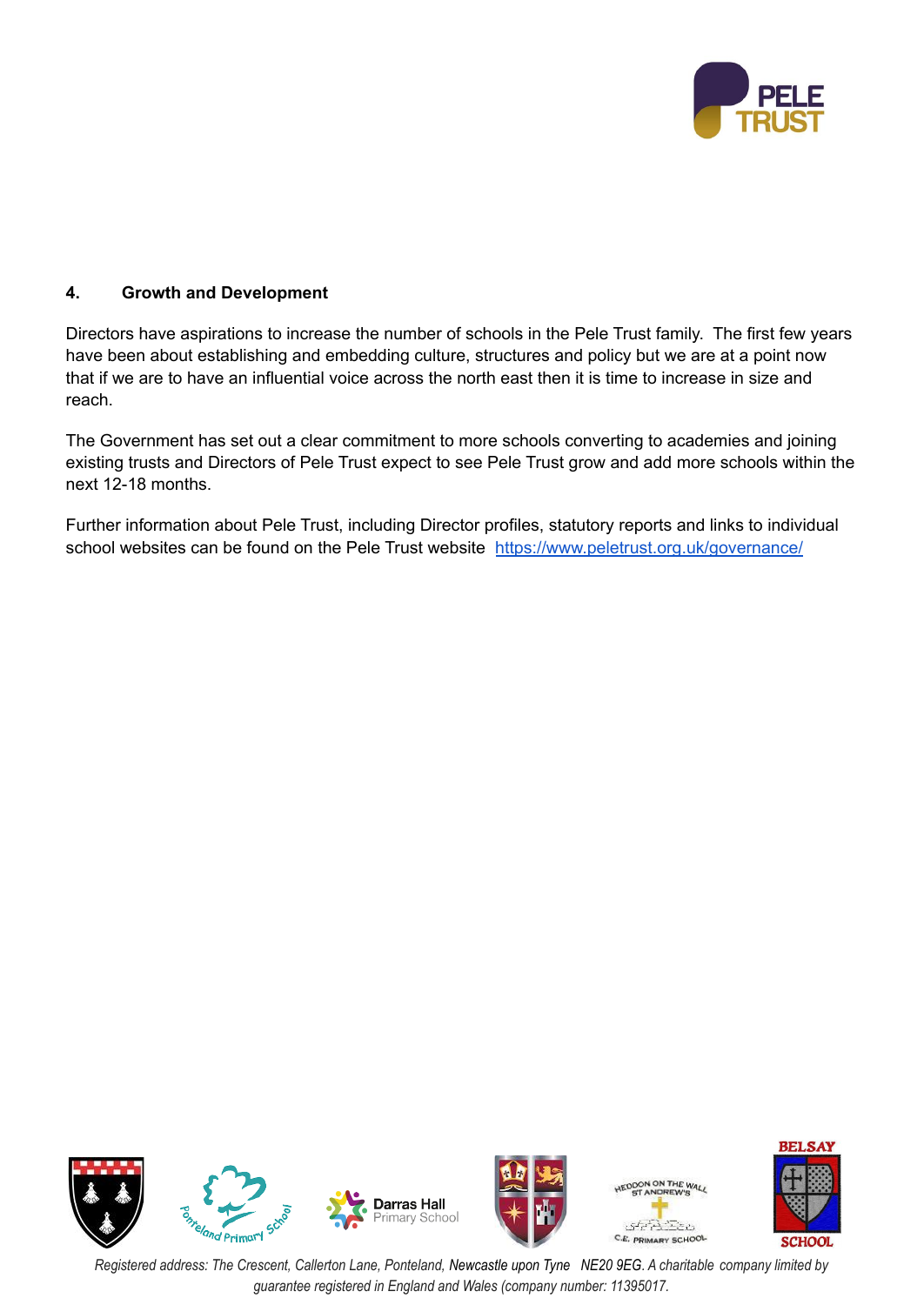## 4. Growth and Development

Directors have aspirations to increase the number of schools in the Pele Trust family. The first few years have been about establishing and embedding culture, structures and policy but we are at a point now that if we are to have an influential voice across the north east then it is time to increase in size and reach.

The Government has set out a clear commitment to more schools converting to academies and joining existing trusts and Directors of Pele Trust expect to see Pele Trust grow and add more schools within the next 12-18 months.

Further information about Pele Trust, including Director profiles, statutory reports and links to individual school websites can be found on the Pele Trust website [https://www.peletrust.org.uk/governance/](https://www.peletrust.org.uk/governance/)